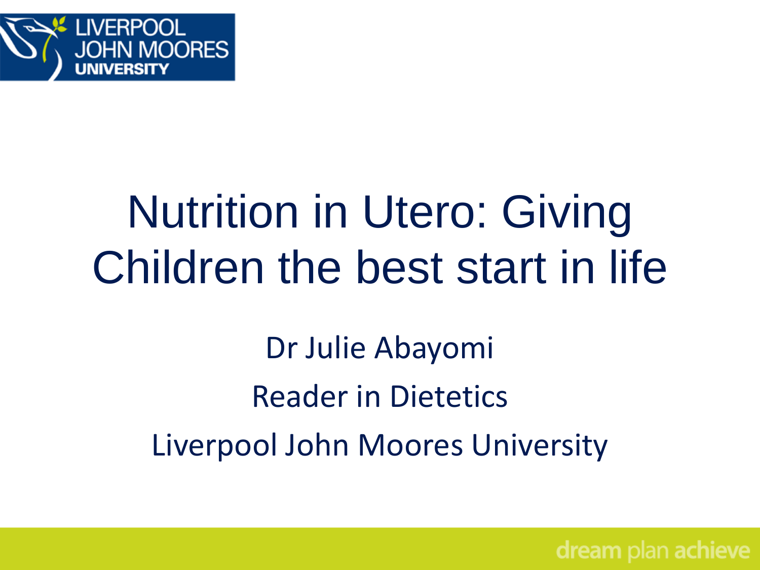LIVERPOOL JOHN MOORES UNIVERSITY

# Nutrition in Utero: Giving Children the best start in life

Dr Julie Abayomi

Reader in Dietetics

Liverpool John Moores University

dream plan achieve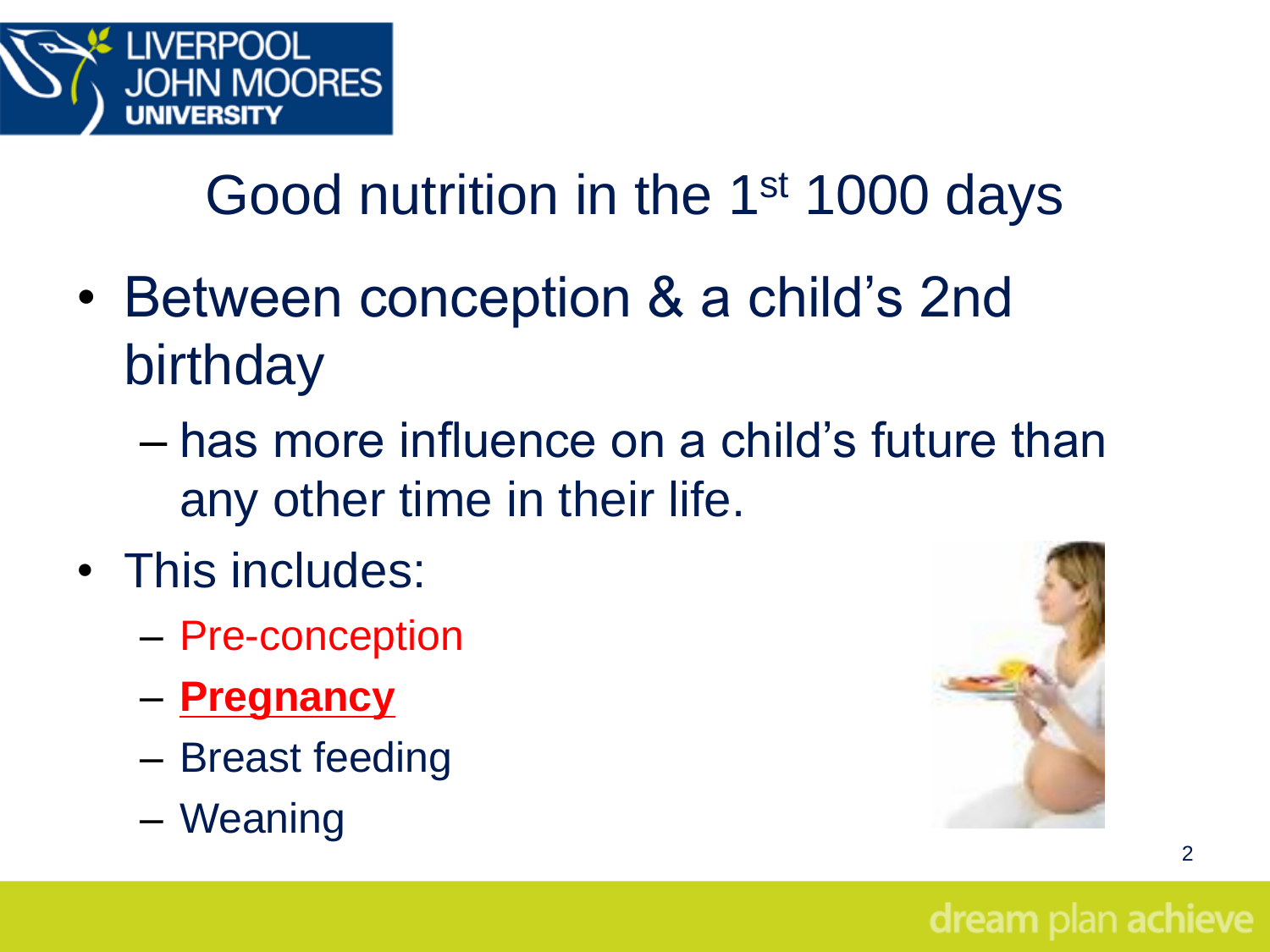# Good nutrition in the 1st 1000 days

- Between conception & a child's 2nd birthday
  - has more influence on a child's future than any other time in their life.
- This includes:
  - Pre-conception
  - **Pregnancy**
  - Breast feeding
  - Weaning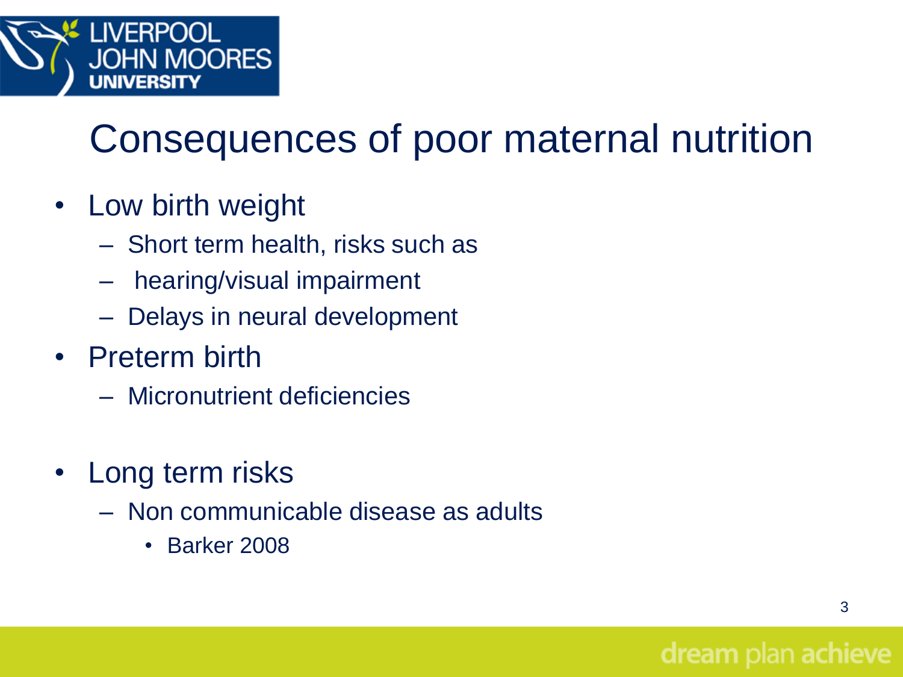# Consequences of poor maternal nutrition

- Low birth weight
  - Short term health, risks such as
  - hearing/visual impairment
  - Delays in neural development
- Preterm birth
  - Micronutrient deficiencies
- Long term risks
  - Non communicable disease as adults
    - Barker 2008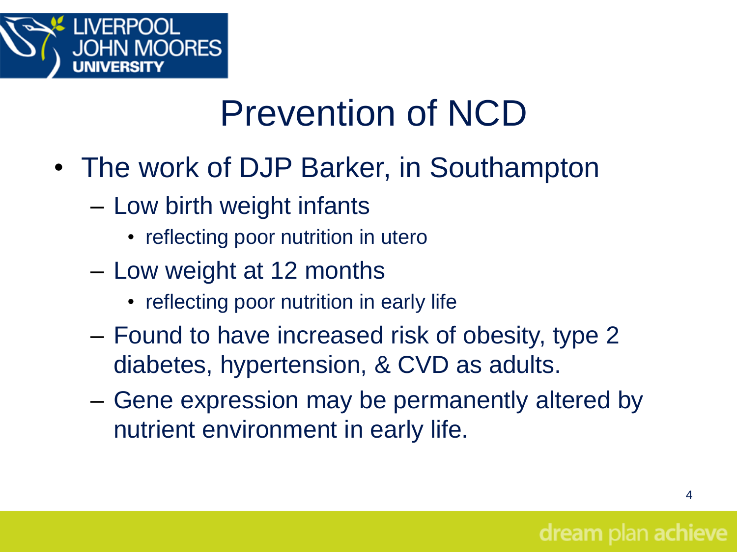# Prevention of NCD

- The work of DJP Barker, in Southampton
  - Low birth weight infants
    - reflecting poor nutrition in utero
  - Low weight at 12 months
    - reflecting poor nutrition in early life
  - Found to have increased risk of obesity, type 2 diabetes, hypertension, & CVD as adults.
  - Gene expression may be permanently altered by nutrient environment in early life.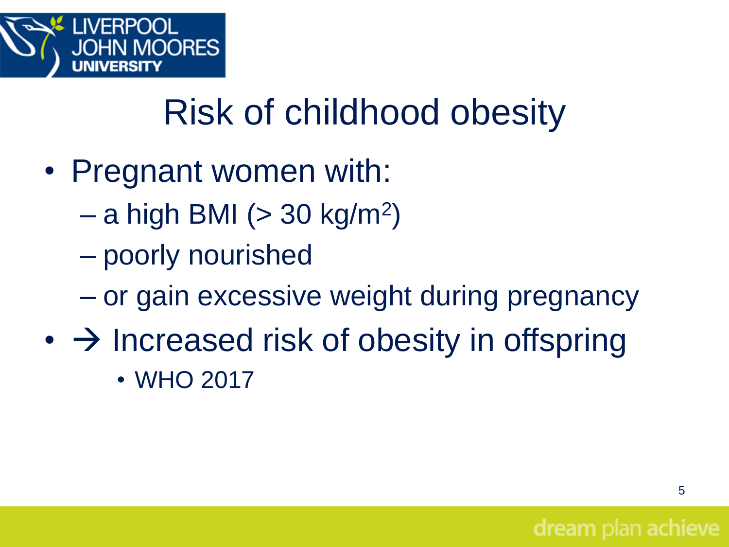# Risk of childhood obesity

- Pregnant women with:
  - a high BMI (> 30 kg/$m^2$)
  - poorly nourished
  - or gain excessive weight during pregnancy
- → Increased risk of obesity in offspring
    - WHO 2017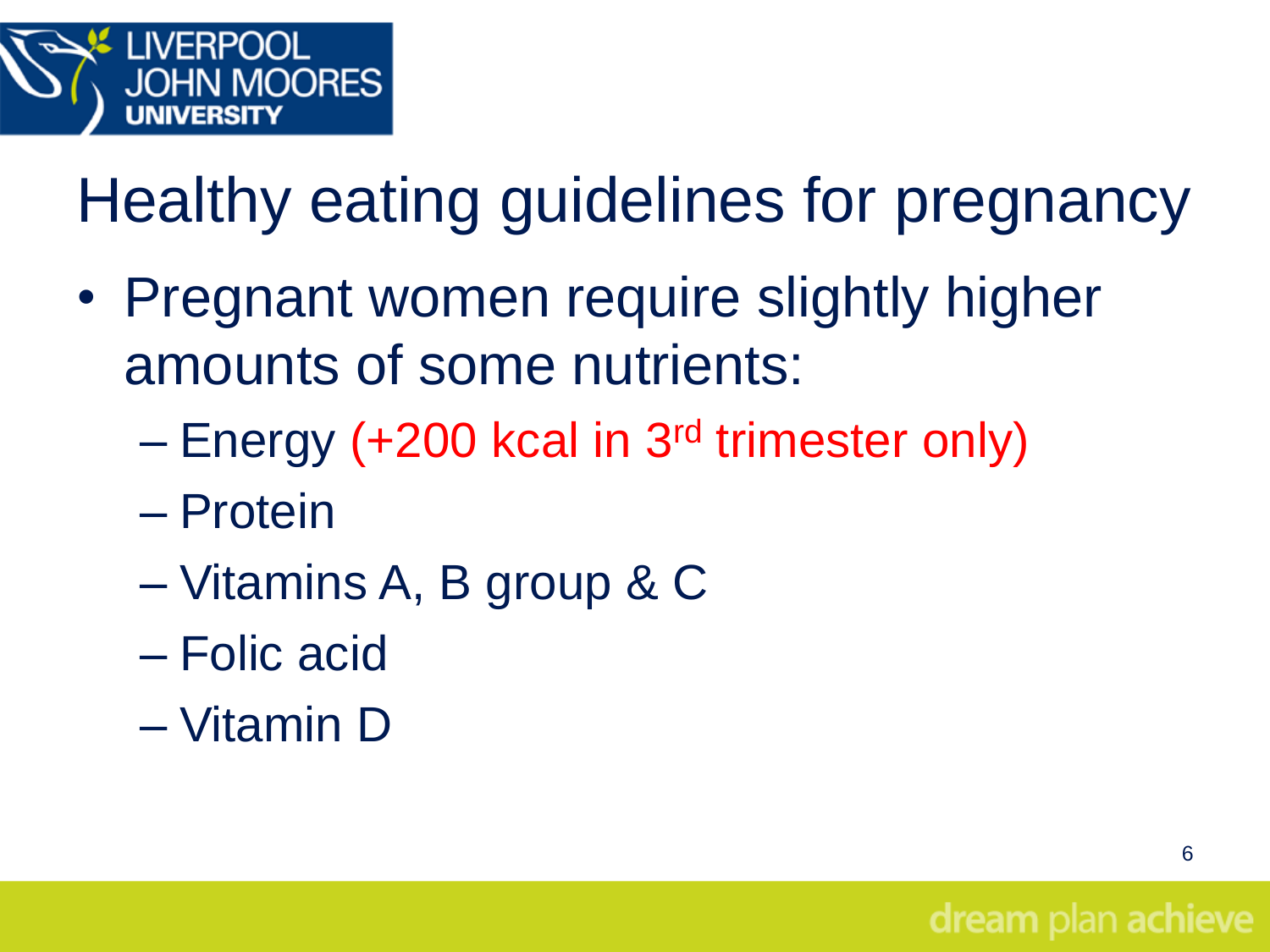# Healthy eating guidelines for pregnancy

- Pregnant women require slightly higher amounts of some nutrients:
  - Energy (+200 kcal in 3rd trimester only)
  - Protein
  - Vitamins A, B group & C
  - Folic acid
  - Vitamin D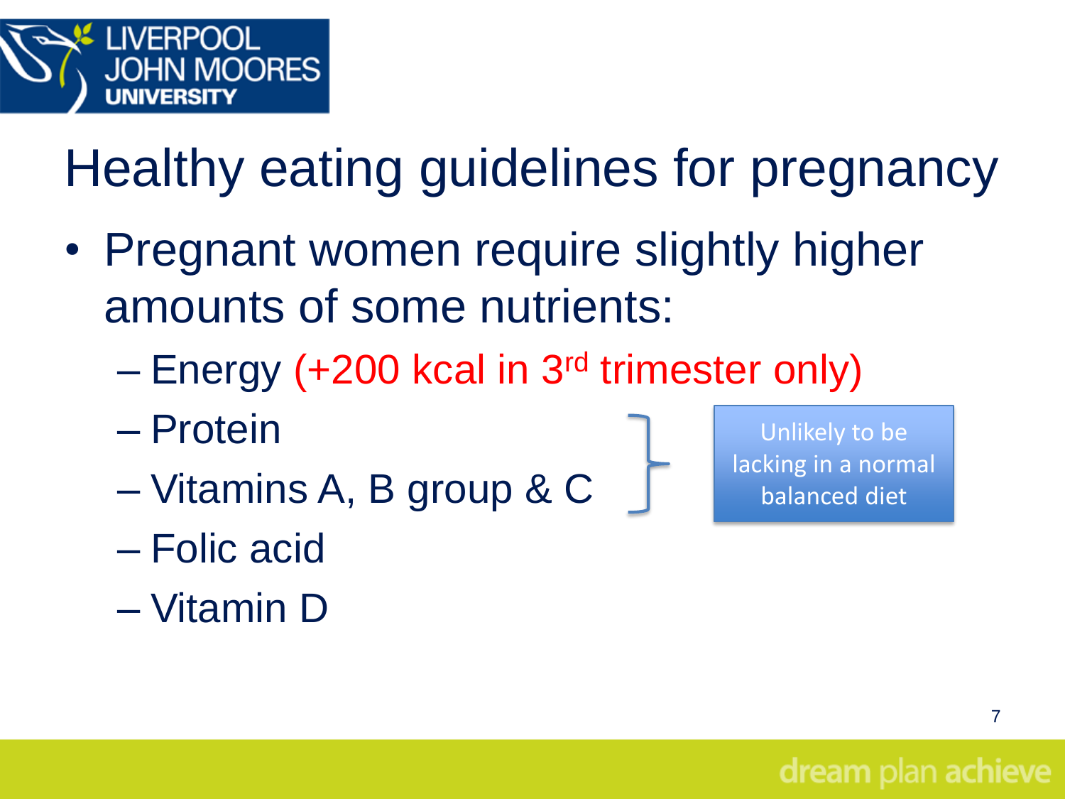# Healthy eating guidelines for pregnancy

- Pregnant women require slightly higher amounts of some nutrients:
  - Energy (+200 kcal in 3rd trimester only)
  - Protein
  - Vitamins A, B group & C
  - Folic acid
  - Vitamin D

Unlikely to be lacking in a normal balanced diet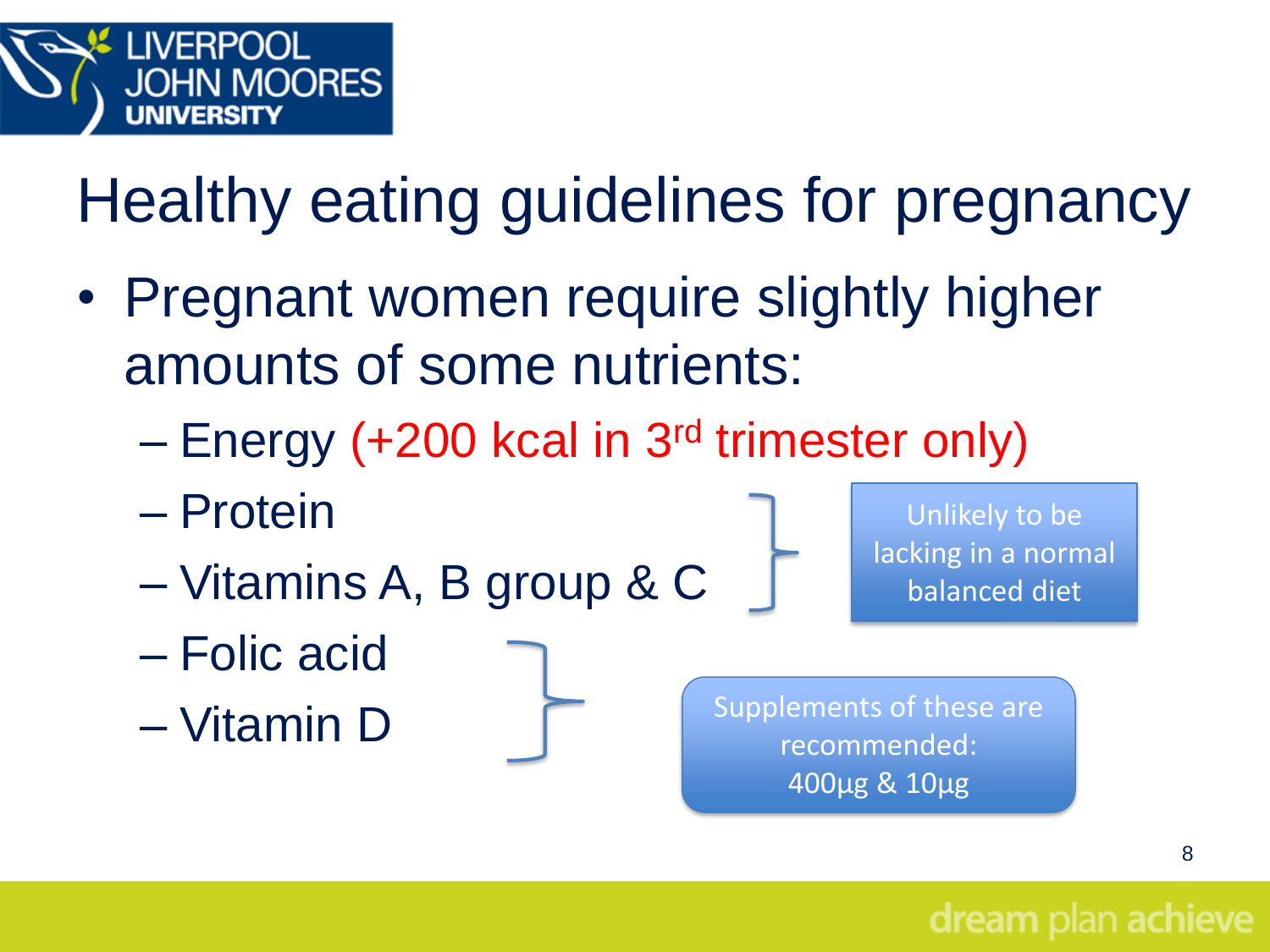# Healthy eating guidelines for pregnancy

- Pregnant women require slightly higher amounts of some nutrients:
  - Energy (+200 kcal in 3rd trimester only)
  - Protein
  - Vitamins A, B group & C
  - Folic acid
  - Vitamin D

Protein; Vitamins A, B group & C: Unlikely to be lacking in a normal balanced diet

Folic acid; Vitamin D: Supplements of these are recommended: 400µg & 10µg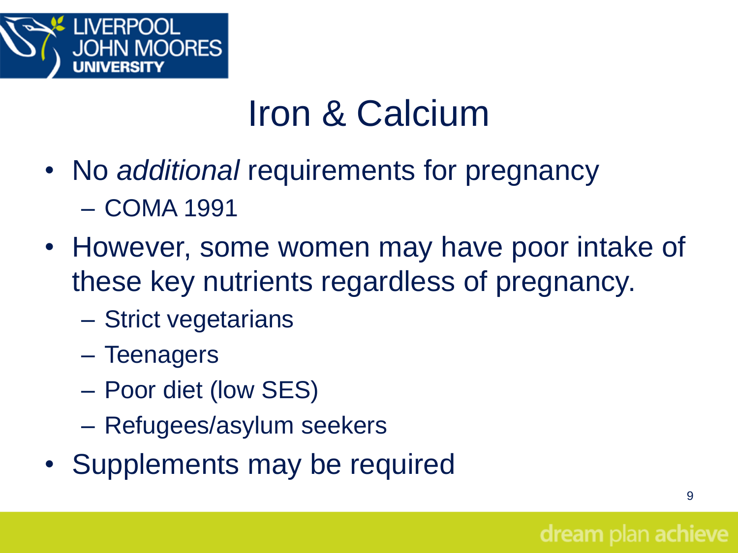# Iron & Calcium

- No *additional* requirements for pregnancy
  - COMA 1991
- However, some women may have poor intake of these key nutrients regardless of pregnancy.
  - Strict vegetarians
  - Teenagers
  - Poor diet (low SES)
  - Refugees/asylum seekers
- Supplements may be required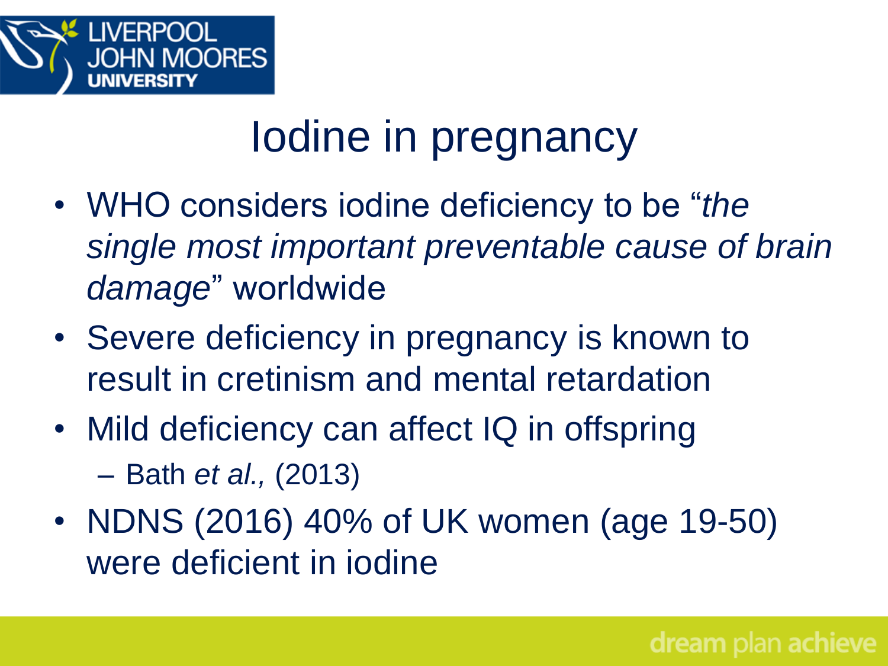# Iodine in pregnancy

- WHO considers iodine deficiency to be "*the single most important preventable cause of brain damage*" worldwide
- Severe deficiency in pregnancy is known to result in cretinism and mental retardation
- Mild deficiency can affect IQ in offspring
  - Bath *et al.,* (2013)
- NDNS (2016) 40% of UK women (age 19-50) were deficient in iodine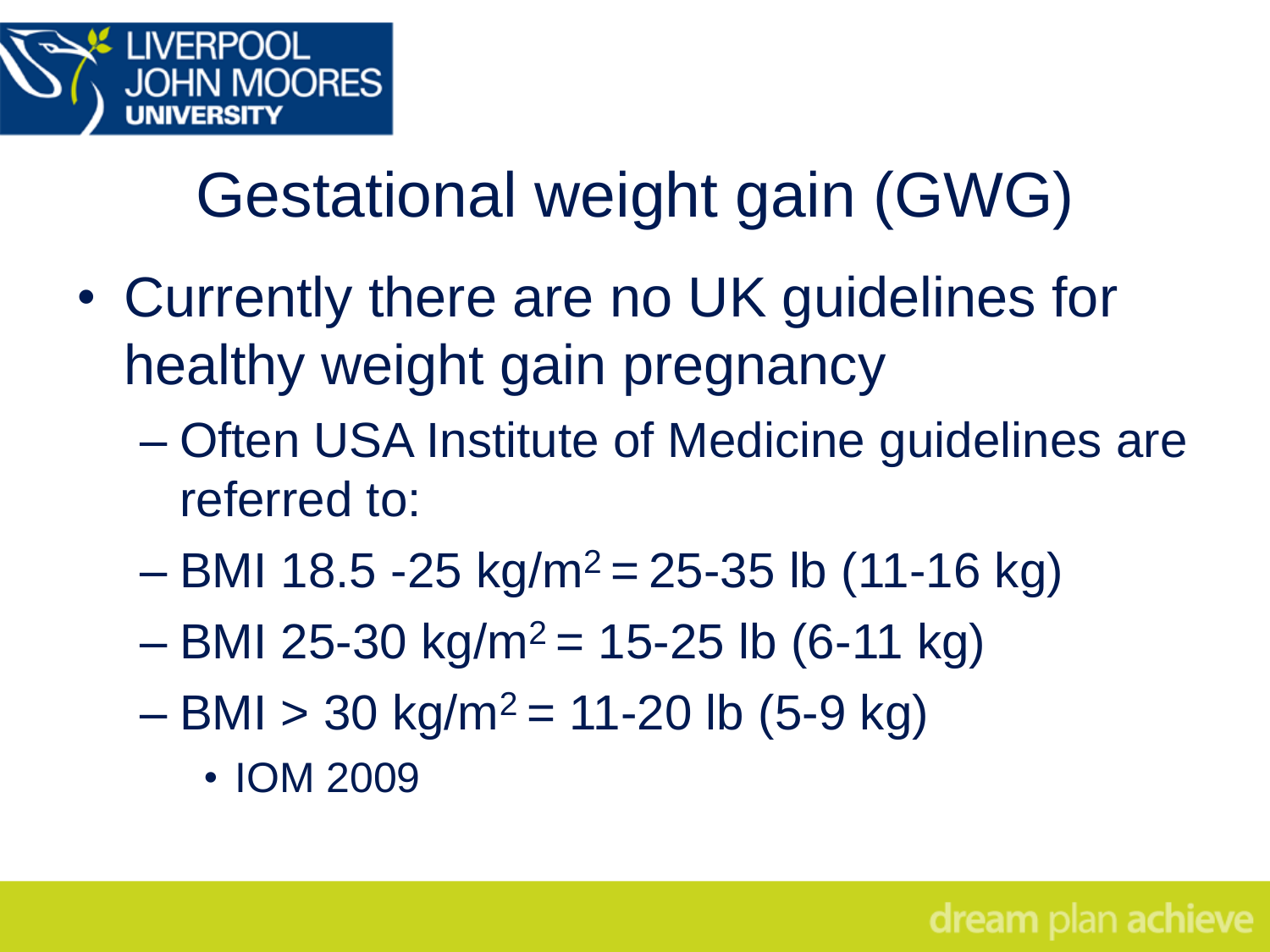# Gestational weight gain (GWG)

- Currently there are no UK guidelines for healthy weight gain pregnancy
  - Often USA Institute of Medicine guidelines are referred to:
  - BMI 18.5 -25 $kg/m^2$ = 25-35 lb (11-16 kg)
  - BMI 25-30 $kg/m^2$ = 15-25 lb (6-11 kg)
  - BMI > 30 $kg/m^2$ = 11-20 lb (5-9 kg)
    - IOM 2009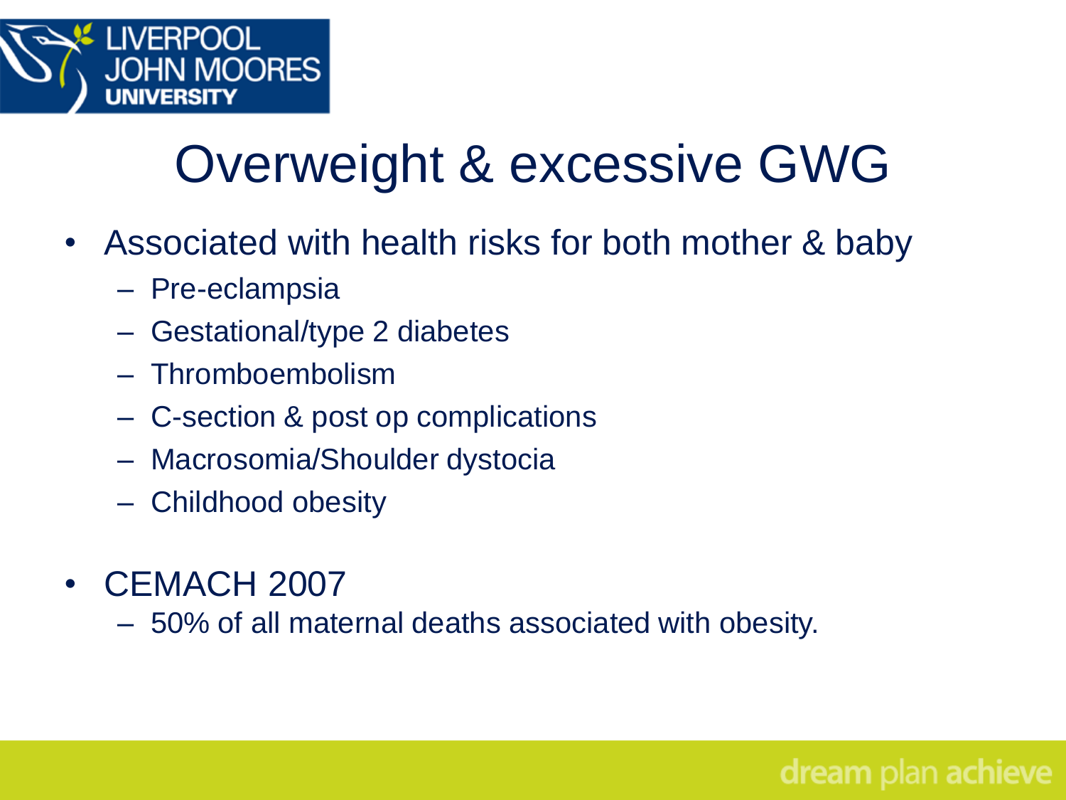# Overweight & excessive GWG

- Associated with health risks for both mother & baby
  - Pre-eclampsia
  - Gestational/type 2 diabetes
  - Thromboembolism
  - C-section & post op complications
  - Macrosomia/Shoulder dystocia
  - Childhood obesity
- CEMACH 2007
  - 50% of all maternal deaths associated with obesity.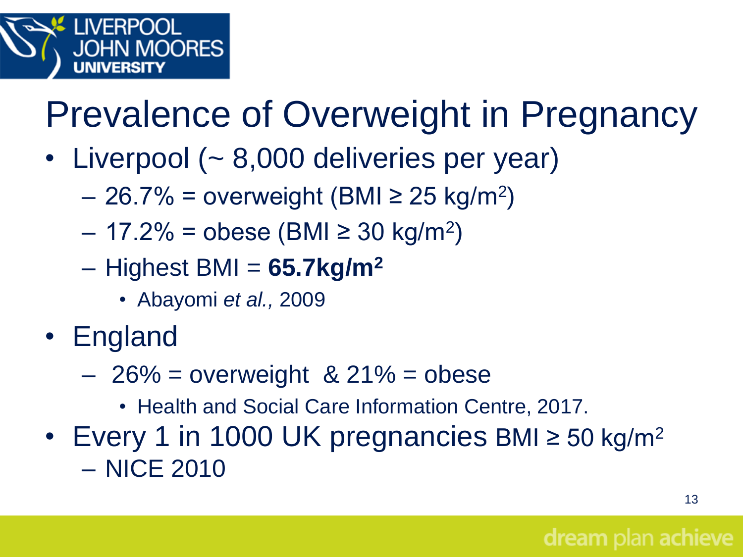# Prevalence of Overweight in Pregnancy

- Liverpool (~ 8,000 deliveries per year)
  - 26.7% = overweight (BMI ≥ 25 kg/$m^2$)
  - 17.2% = obese (BMI ≥ 30 kg/$m^2$)
  - Highest BMI = **65.7kg/$m^2$**
    - Abayomi *et al.,* 2009
- England
  - 26% = overweight & 21% = obese
    - Health and Social Care Information Centre, 2017.
- Every 1 in 1000 UK pregnancies BMI ≥ 50 kg/$m^2$
  - NICE 2010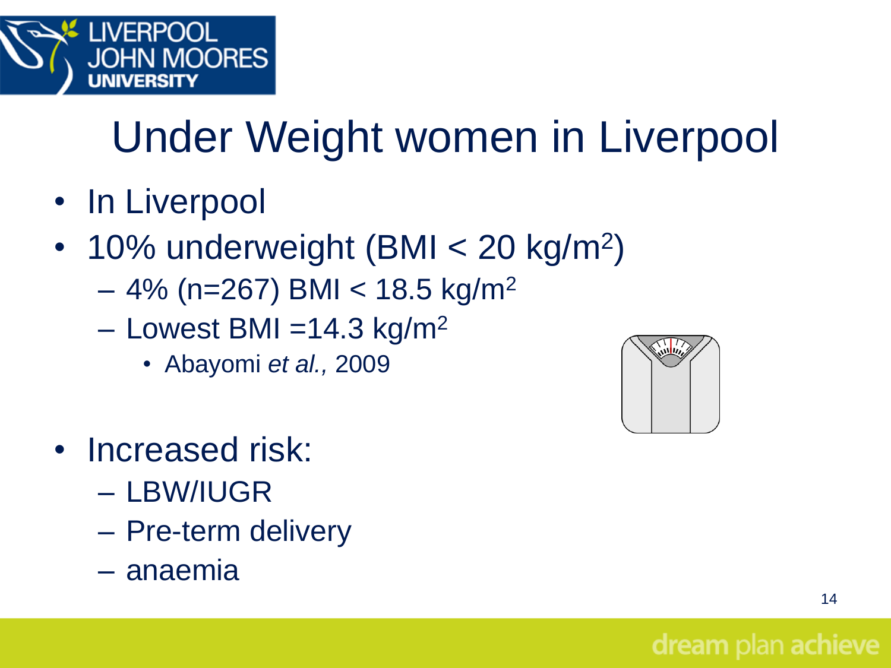# Under Weight women in Liverpool

- In Liverpool
- 10% underweight (BMI < 20 kg/$m^2$)
  - 4% (n=267) BMI < 18.5 kg/$m^2$
  - Lowest BMI =14.3 kg/$m^2$
    - Abayomi *et al.,* 2009
- Increased risk:
  - LBW/IUGR
  - Pre-term delivery
  - anaemia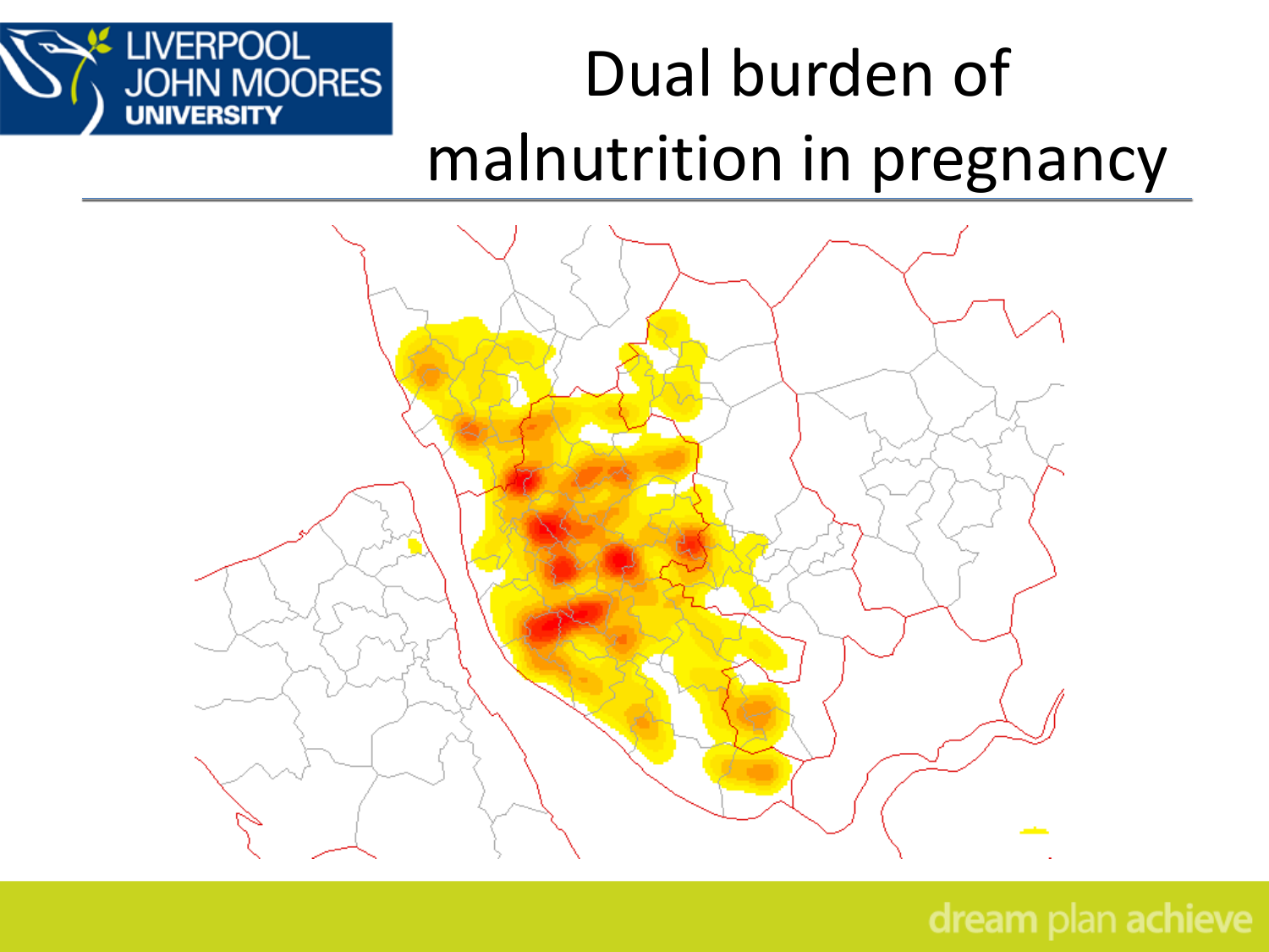# Dual burden of malnutrition in pregnancy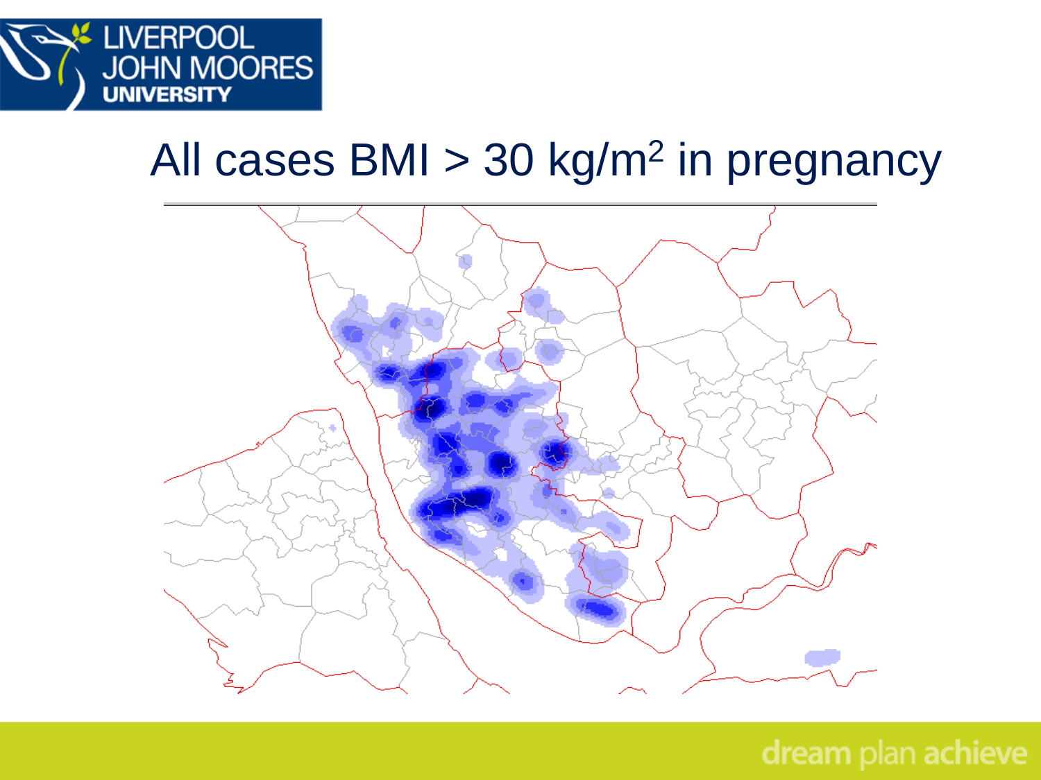# All cases BMI > 30 $kg/m^2$ in pregnancy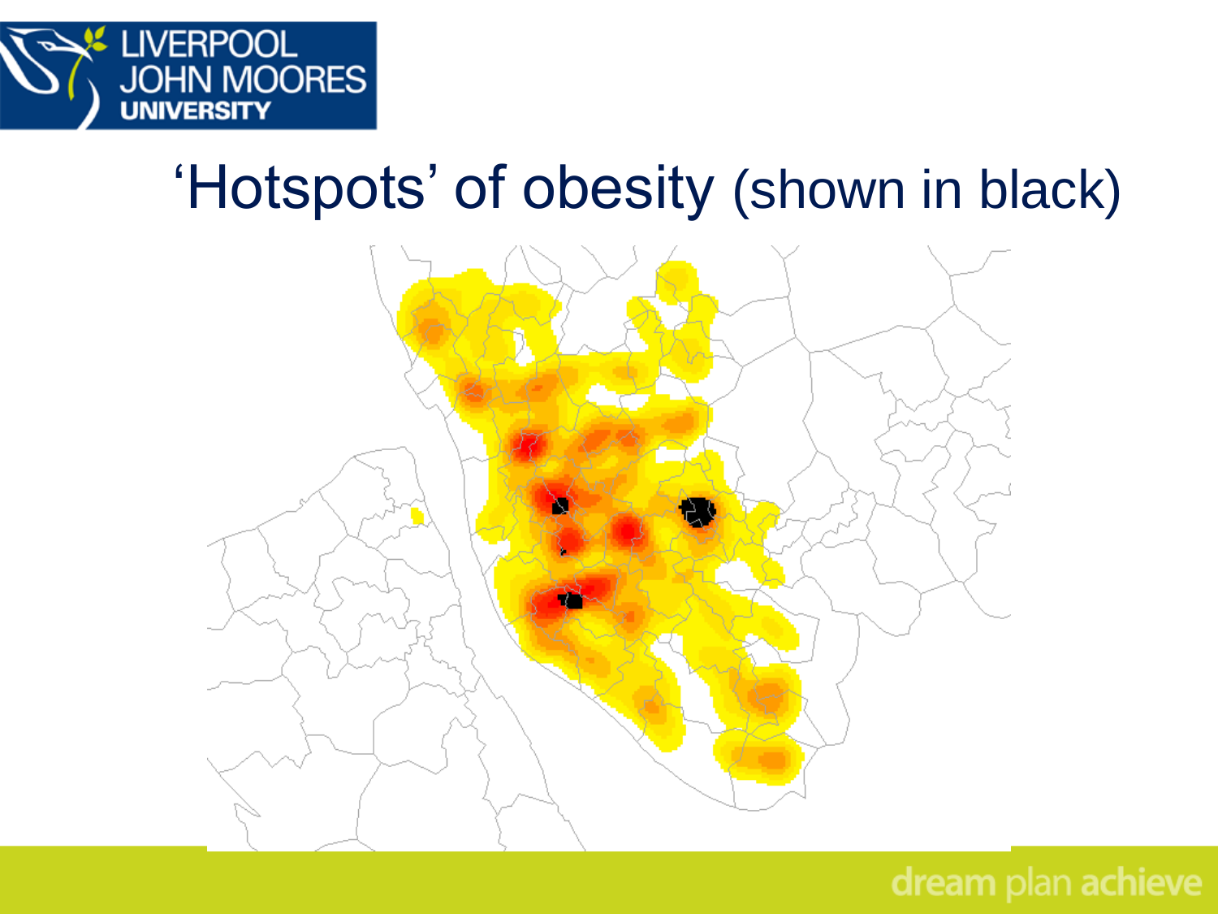# 'Hotspots' of obesity (shown in black)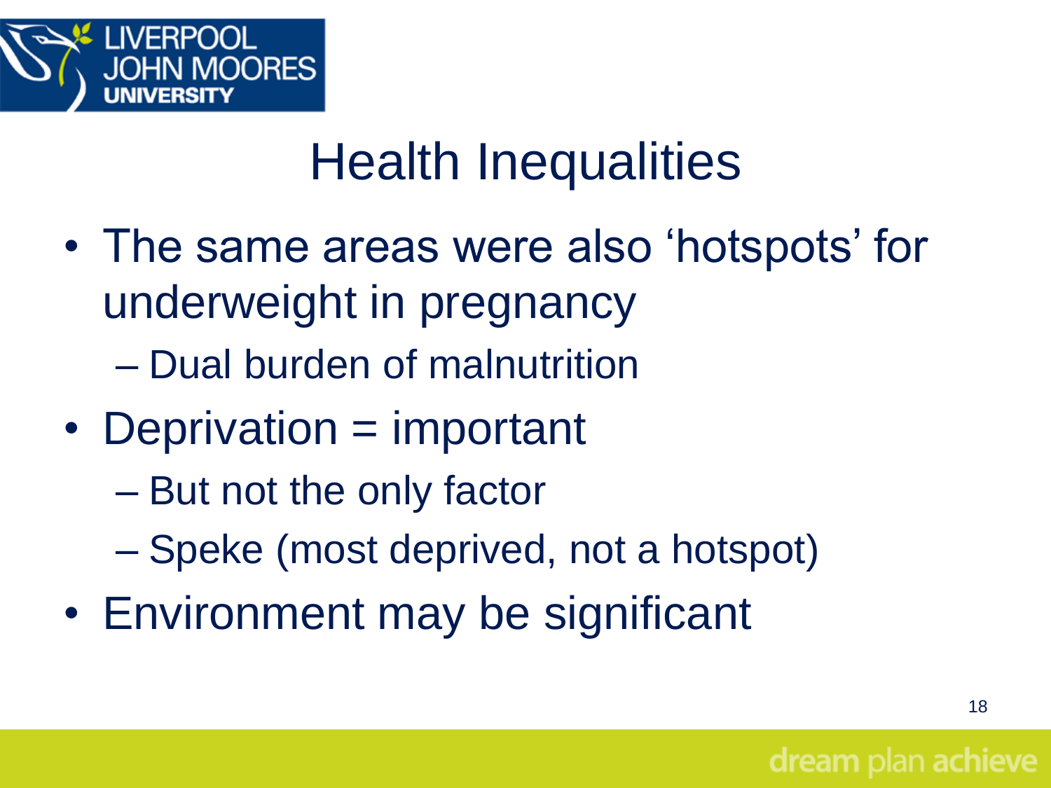# Health Inequalities

- The same areas were also 'hotspots' for underweight in pregnancy
  - Dual burden of malnutrition
- Deprivation = important
  - But not the only factor
  - Speke (most deprived, not a hotspot)
- Environment may be significant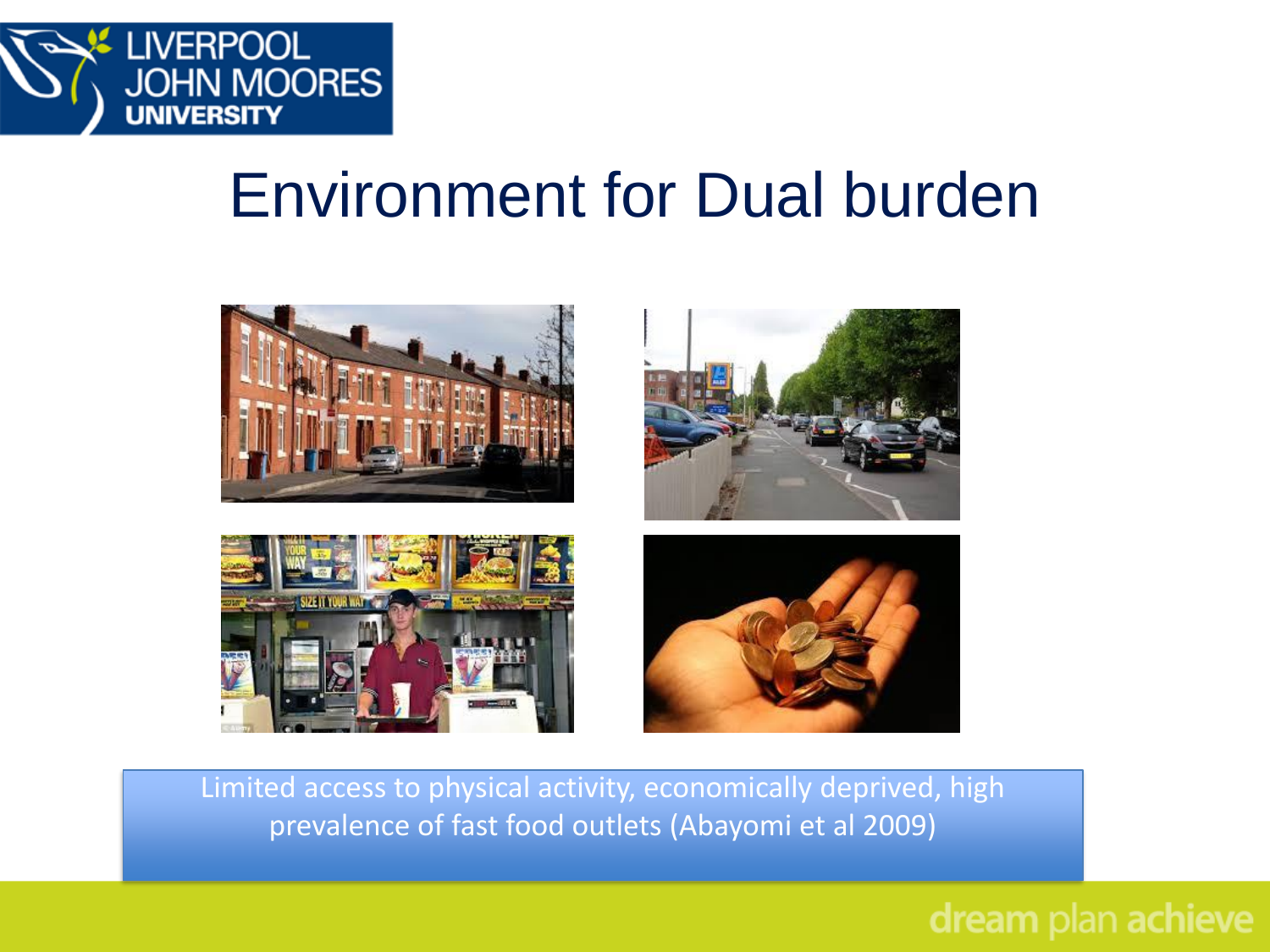# Environment for Dual burden

Limited access to physical activity, economically deprived, high prevalence of fast food outlets (Abayomi et al 2009)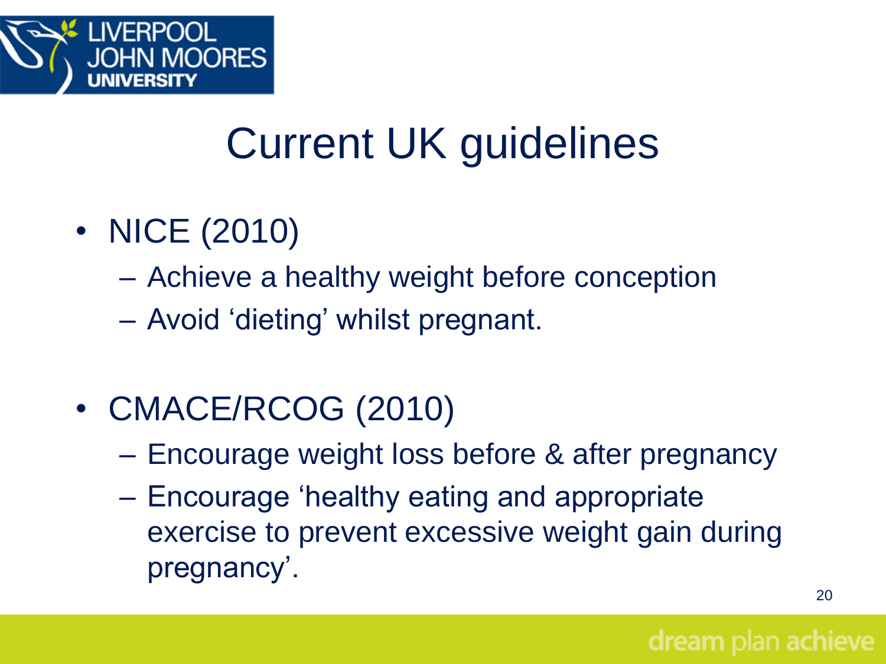# Current UK guidelines

- NICE (2010)
  - Achieve a healthy weight before conception
  - Avoid 'dieting' whilst pregnant.

- CMACE/RCOG (2010)
  - Encourage weight loss before & after pregnancy
  - Encourage 'healthy eating and appropriate exercise to prevent excessive weight gain during pregnancy'.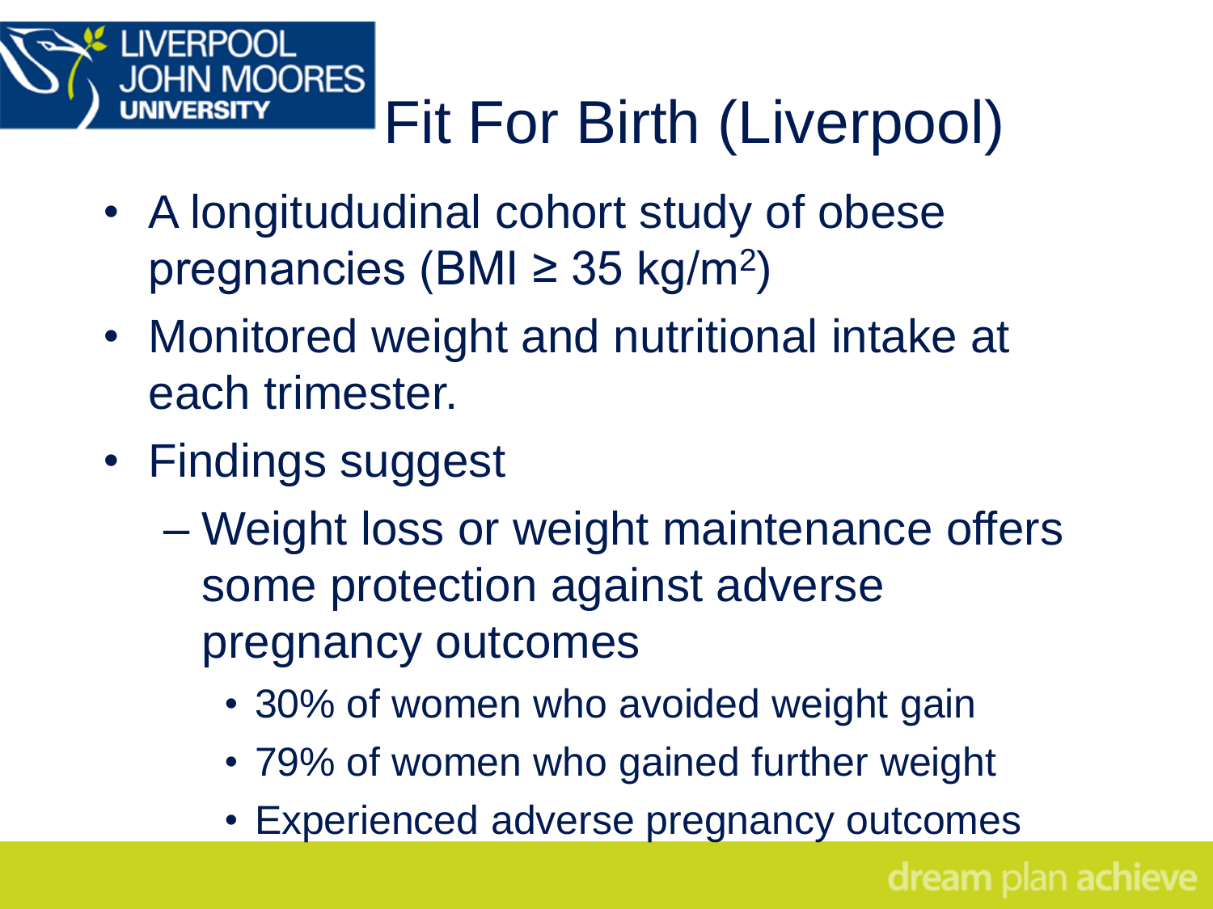# Fit For Birth (Liverpool)

- A longitududinal cohort study of obese pregnancies (BMI ≥ 35 $kg/m^2$)
- Monitored weight and nutritional intake at each trimester.
- Findings suggest
  - Weight loss or weight maintenance offers some protection against adverse pregnancy outcomes
    - 30% of women who avoided weight gain
    - 79% of women who gained further weight
    - Experienced adverse pregnancy outcomes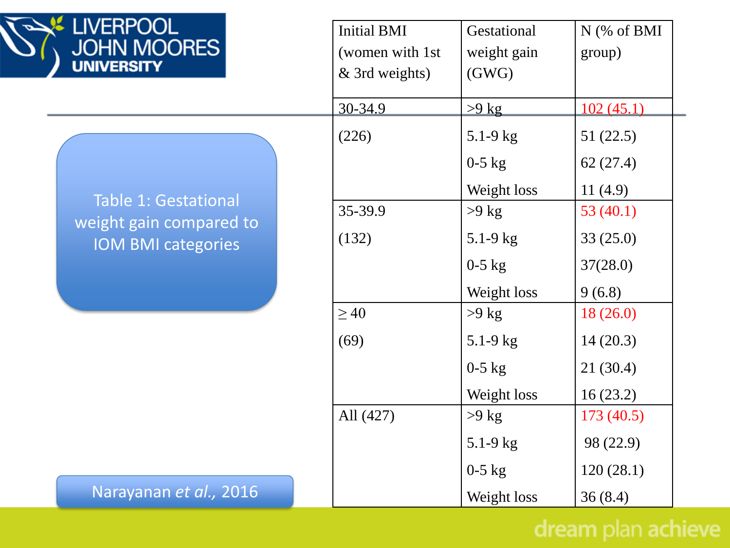Table 1: Gestational weight gain compared to IOM BMI categories

| Initial BMI (women with 1st & 3rd weights) | Gestational weight gain (GWG) | N (% of BMI group) |
|---|---|---|
| 30-34.9 (226) | >9 kg | 102 (45.1) |
| | 5.1-9 kg | 51 (22.5) |
| | 0-5 kg | 62 (27.4) |
| | Weight loss | 11 (4.9) |
| 35-39.9 (132) | >9 kg | 53 (40.1) |
| | 5.1-9 kg | 33 (25.0) |
| | 0-5 kg | 37(28.0) |
| | Weight loss | 9 (6.8) |
| ≥ 40 (69) | >9 kg | 18 (26.0) |
| | 5.1-9 kg | 14 (20.3) |
| | 0-5 kg | 21 (30.4) |
| | Weight loss | 16 (23.2) |
| All (427) | >9 kg | 173 (40.5) |
| | 5.1-9 kg | 98 (22.9) |
| | 0-5 kg | 120 (28.1) |
| | Weight loss | 36 (8.4) |

Narayanan *et al.,* 2016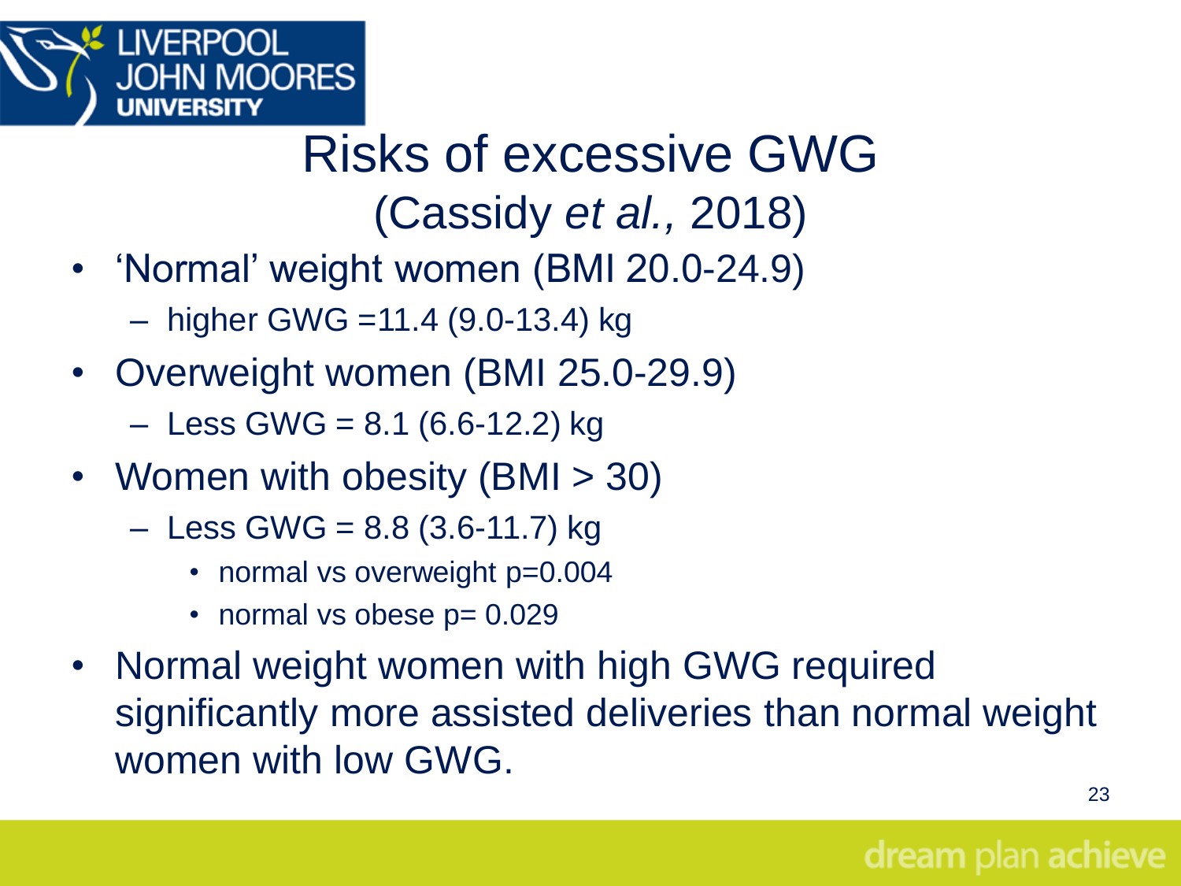# Risks of excessive GWG (Cassidy *et al.*, 2018)

- 'Normal' weight women (BMI 20.0-24.9)
  - higher GWG =11.4 (9.0-13.4) kg
- Overweight women (BMI 25.0-29.9)
  - Less GWG = 8.1 (6.6-12.2) kg
- Women with obesity (BMI > 30)
  - Less GWG = 8.8 (3.6-11.7) kg
    - normal vs overweight $p=0.004$
    - normal vs obese $p= 0.029$
- Normal weight women with high GWG required significantly more assisted deliveries than normal weight women with low GWG.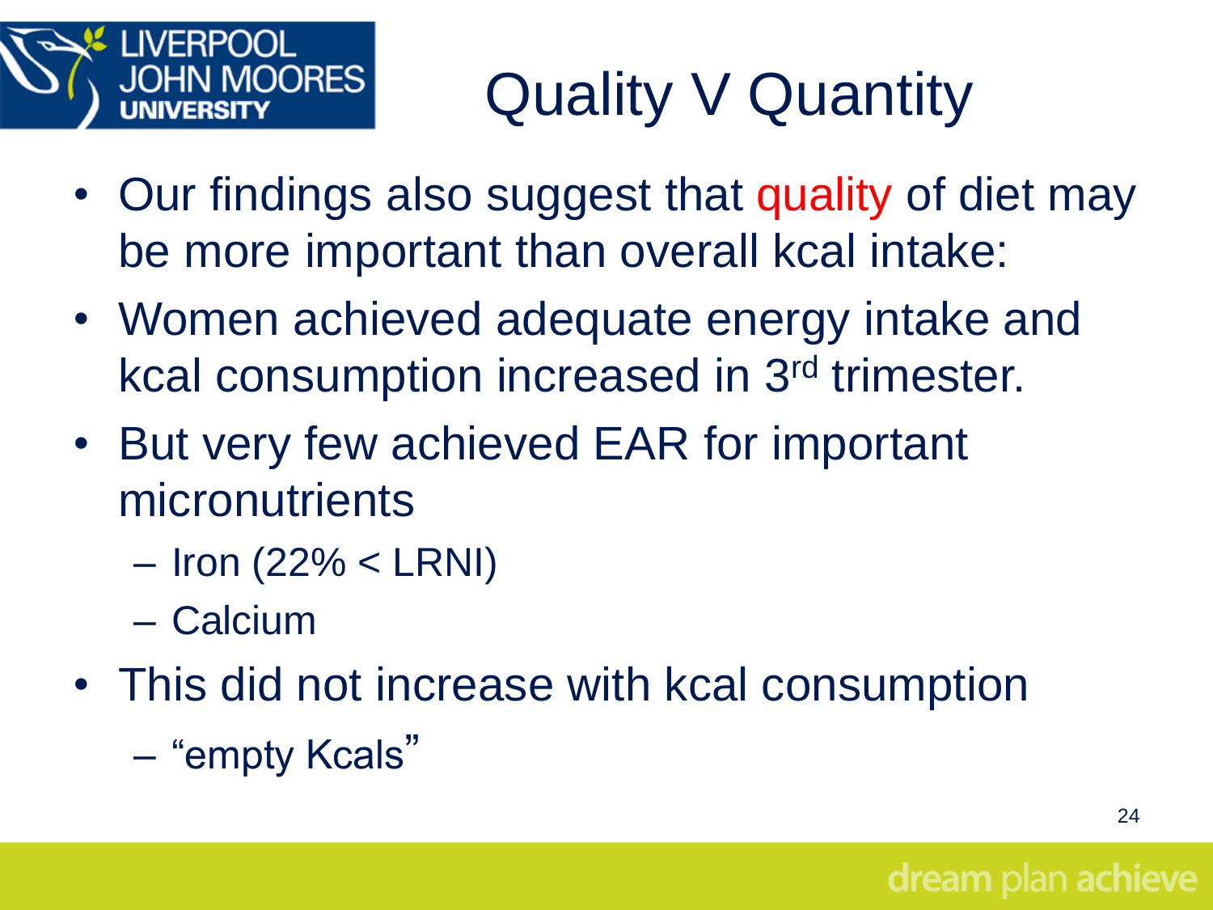# Quality V Quantity

- Our findings also suggest that quality of diet may be more important than overall kcal intake:
- Women achieved adequate energy intake and kcal consumption increased in 3rd trimester.
- But very few achieved EAR for important micronutrients
  - Iron (22% < LRNI)
  - Calcium
- This did not increase with kcal consumption
  - “empty Kcals”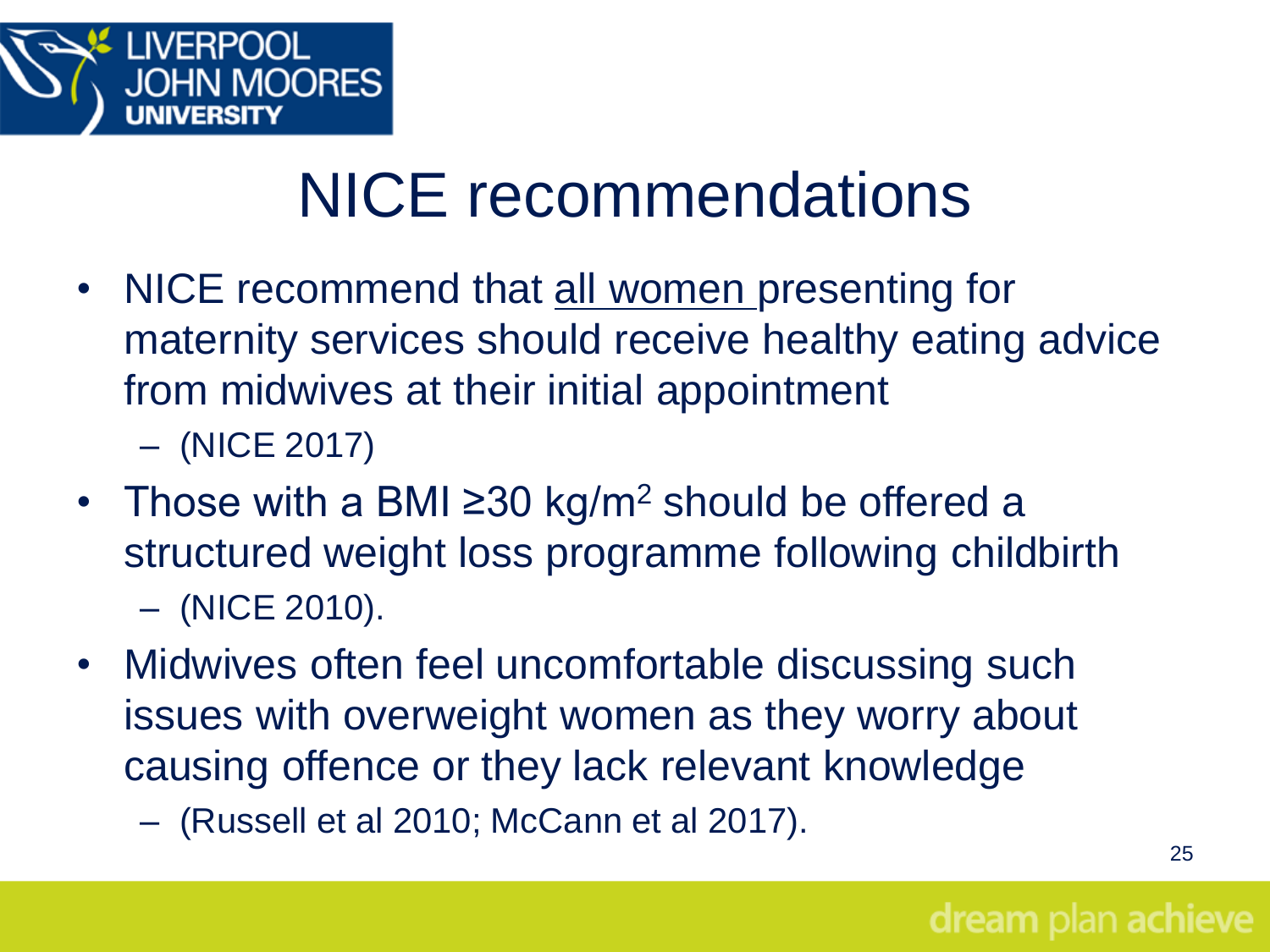# NICE recommendations

- NICE recommend that <u>all women</u> presenting for maternity services should receive healthy eating advice from midwives at their initial appointment
  - (NICE 2017)
- Those with a BMI ≥30 $kg/m^2$ should be offered a structured weight loss programme following childbirth
  - (NICE 2010).
- Midwives often feel uncomfortable discussing such issues with overweight women as they worry about causing offence or they lack relevant knowledge
  - (Russell et al 2010; McCann et al 2017).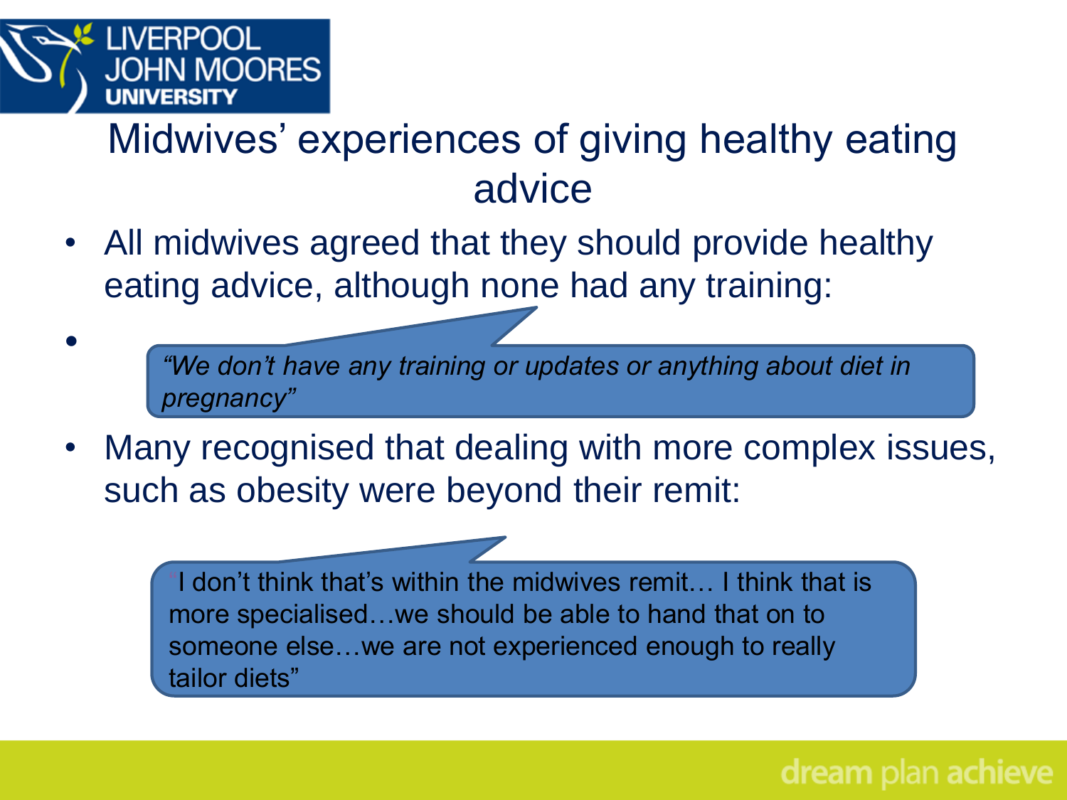# Midwives' experiences of giving healthy eating advice

- All midwives agreed that they should provide healthy eating advice, although none had any training:
- *"We don't have any training or updates or anything about diet in pregnancy"*
- Many recognised that dealing with more complex issues, such as obesity were beyond their remit:

"I don't think that's within the midwives remit… I think that is more specialised…we should be able to hand that on to someone else…we are not experienced enough to really tailor diets"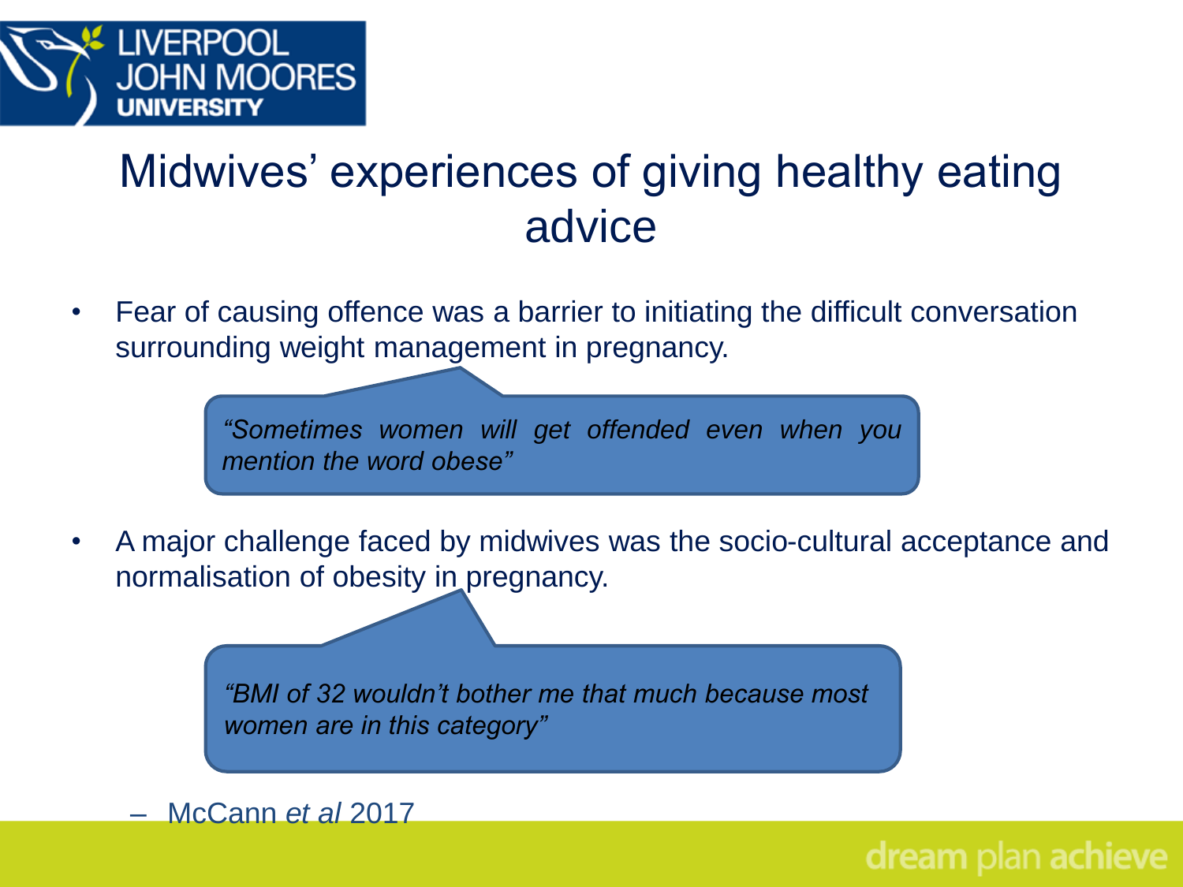# Midwives' experiences of giving healthy eating advice

- Fear of causing offence was a barrier to initiating the difficult conversation surrounding weight management in pregnancy.

> *"Sometimes women will get offended even when you mention the word obese"*

- A major challenge faced by midwives was the socio-cultural acceptance and normalisation of obesity in pregnancy.

> *"BMI of 32 wouldn't bother me that much because most women are in this category"*

  – McCann *et al* 2017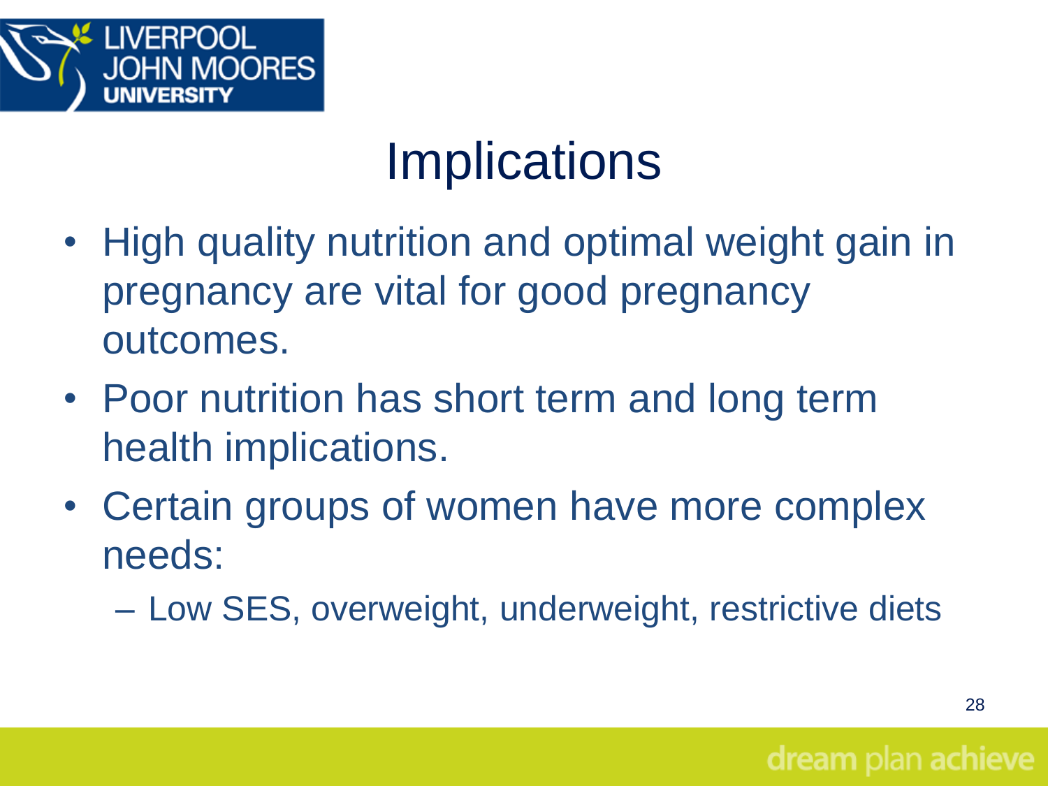# Implications

- High quality nutrition and optimal weight gain in pregnancy are vital for good pregnancy outcomes.
- Poor nutrition has short term and long term health implications.
- Certain groups of women have more complex needs:
  - Low SES, overweight, underweight, restrictive diets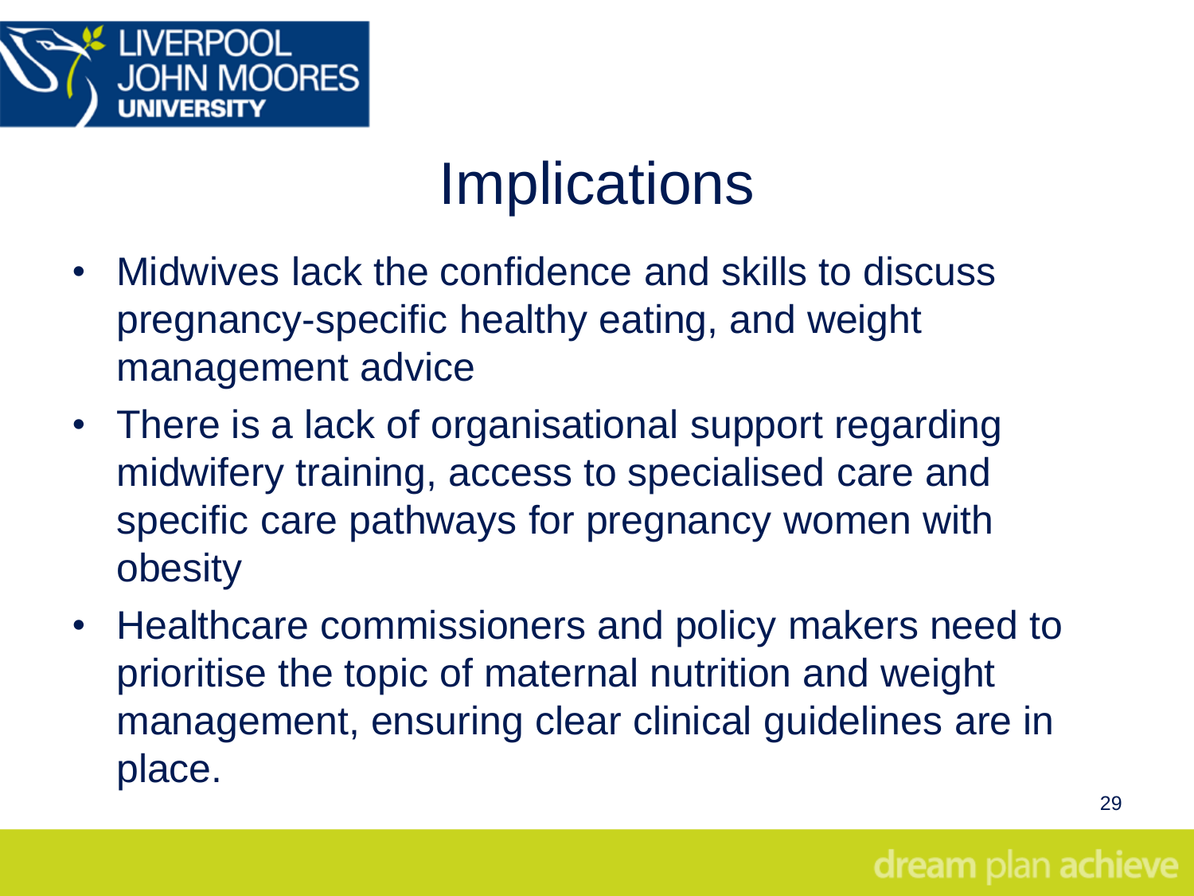# Implications

- Midwives lack the confidence and skills to discuss pregnancy-specific healthy eating, and weight management advice
- There is a lack of organisational support regarding midwifery training, access to specialised care and specific care pathways for pregnancy women with obesity
- Healthcare commissioners and policy makers need to prioritise the topic of maternal nutrition and weight management, ensuring clear clinical guidelines are in place.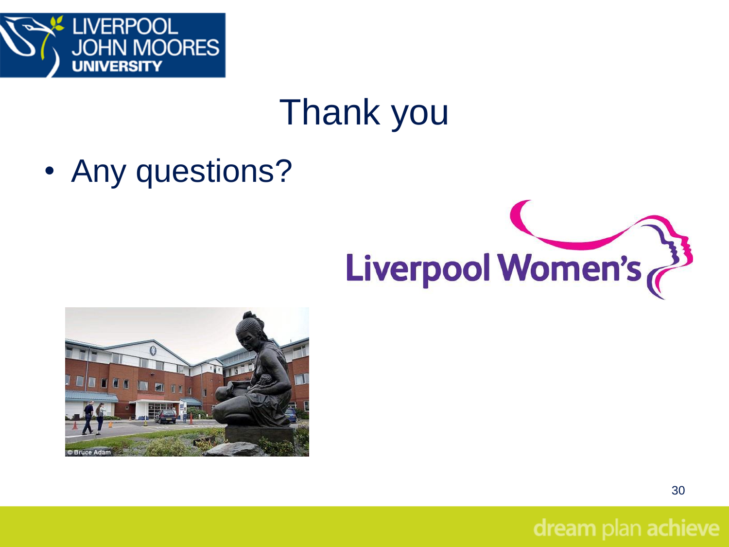# Thank you

- Any questions?